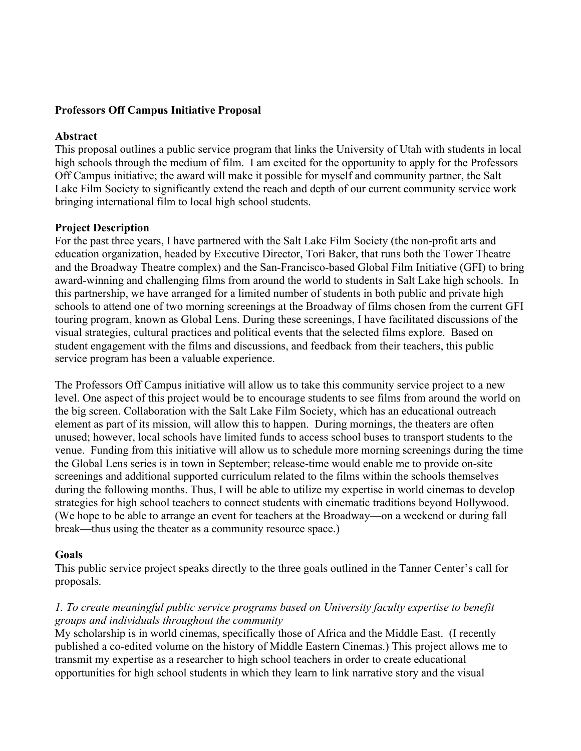**Professors Off Campus Initiative Proposal**

**Abstract**

This proposal outlines a public service program that links the University of Utah with students in local high schools through the medium of film. I am excited for the opportunity to apply for the Professors Off Campus initiative; the award will make it possible for myself and community partner, the Salt Lake Film Society to significantly extend the reach and depth of our current community service work bringing international film to local high school students.

**Project Description**

For the past three years, I have partnered with the Salt Lake Film Society (the non-profit arts and education organization, headed by Executive Director, Tori Baker, that runs both the Tower Theatre and the Broadway Theatre complex) and the San-Francisco-based Global Film Initiative (GFI) to bring award-winning and challenging films from around the world to students in Salt Lake high schools. In this partnership, we have arranged for a limited number of students in both public and private high schools to attend one of two morning screenings at the Broadway of films chosen from the current GFI touring program, known as Global Lens. During these screenings, I have facilitated discussions of the visual strategies, cultural practices and political events that the selected films explore. Based on student engagement with the films and discussions, and feedback from their teachers, this public service program has been a valuable experience.

The Professors Off Campus initiative will allow us to take this community service project to a new level. One aspect of this project would be to encourage students to see films from around the world on the big screen. Collaboration with the Salt Lake Film Society, which has an educational outreach element as part of its mission, will allow this to happen. During mornings, the theaters are often unused; however, local schools have limited funds to access school buses to transport students to the venue. Funding from this initiative will allow us to schedule more morning screenings during the time the Global Lens series is in town in September; release-time would enable me to provide on-site screenings and additional supported curriculum related to the films within the schools themselves during the following months. Thus, I will be able to utilize my expertise in world cinemas to develop strategies for high school teachers to connect students with cinematic traditions beyond Hollywood. (We hope to be able to arrange an event for teachers at the Broadway—on a weekend or during fall break—thus using the theater as a community resource space.)

**Goals**

This public service project speaks directly to the three goals outlined in the Tanner Center's call for proposals.

*1. To create meaningful public service programs based on University faculty expertise to benefit groups and individuals throughout the community*

My scholarship is in world cinemas, specifically those of Africa and the Middle East. (I recently published a co-edited volume on the history of Middle Eastern Cinemas.) This project allows me to transmit my expertise as a researcher to high school teachers in order to create educational opportunities for high school students in which they learn to link narrative story and the visual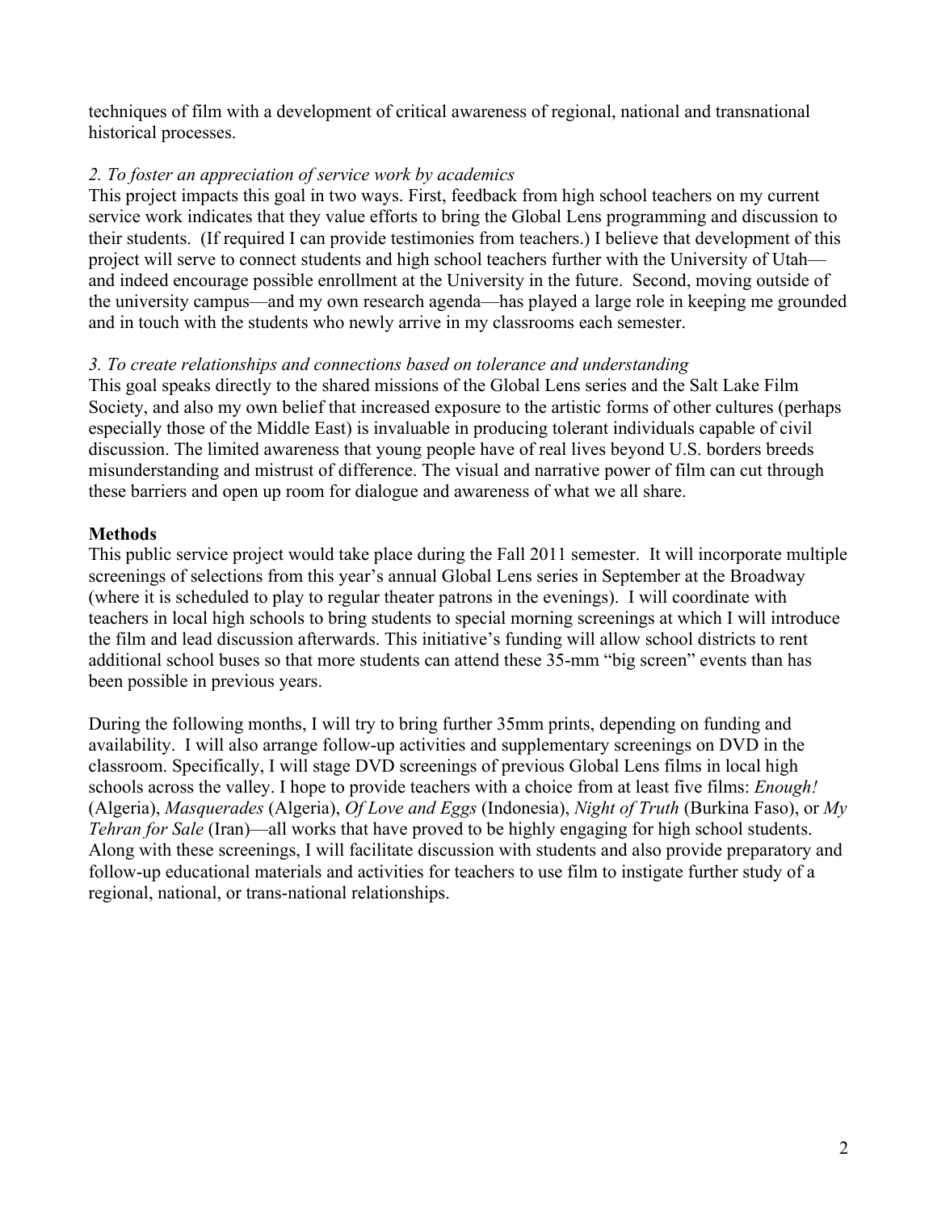techniques of film with a development of critical awareness of regional, national and transnational historical processes.

*2. To foster an appreciation of service work by academics*

This project impacts this goal in two ways. First, feedback from high school teachers on my current service work indicates that they value efforts to bring the Global Lens programming and discussion to their students. (If required I can provide testimonies from teachers.) I believe that development of this project will serve to connect students and high school teachers further with the University of Utah—and indeed encourage possible enrollment at the University in the future. Second, moving outside of the university campus—and my own research agenda—has played a large role in keeping me grounded and in touch with the students who newly arrive in my classrooms each semester.

*3. To create relationships and connections based on tolerance and understanding*

This goal speaks directly to the shared missions of the Global Lens series and the Salt Lake Film Society, and also my own belief that increased exposure to the artistic forms of other cultures (perhaps especially those of the Middle East) is invaluable in producing tolerant individuals capable of civil discussion. The limited awareness that young people have of real lives beyond U.S. borders breeds misunderstanding and mistrust of difference. The visual and narrative power of film can cut through these barriers and open up room for dialogue and awareness of what we all share.

**Methods**

This public service project would take place during the Fall 2011 semester. It will incorporate multiple screenings of selections from this year's annual Global Lens series in September at the Broadway (where it is scheduled to play to regular theater patrons in the evenings). I will coordinate with teachers in local high schools to bring students to special morning screenings at which I will introduce the film and lead discussion afterwards. This initiative's funding will allow school districts to rent additional school buses so that more students can attend these 35-mm "big screen" events than has been possible in previous years.

During the following months, I will try to bring further 35mm prints, depending on funding and availability. I will also arrange follow-up activities and supplementary screenings on DVD in the classroom. Specifically, I will stage DVD screenings of previous Global Lens films in local high schools across the valley. I hope to provide teachers with a choice from at least five films: *Enough!* (Algeria), *Masquerades* (Algeria), *Of Love and Eggs* (Indonesia), *Night of Truth* (Burkina Faso), or *My Tehran for Sale* (Iran)—all works that have proved to be highly engaging for high school students. Along with these screenings, I will facilitate discussion with students and also provide preparatory and follow-up educational materials and activities for teachers to use film to instigate further study of a regional, national, or trans-national relationships.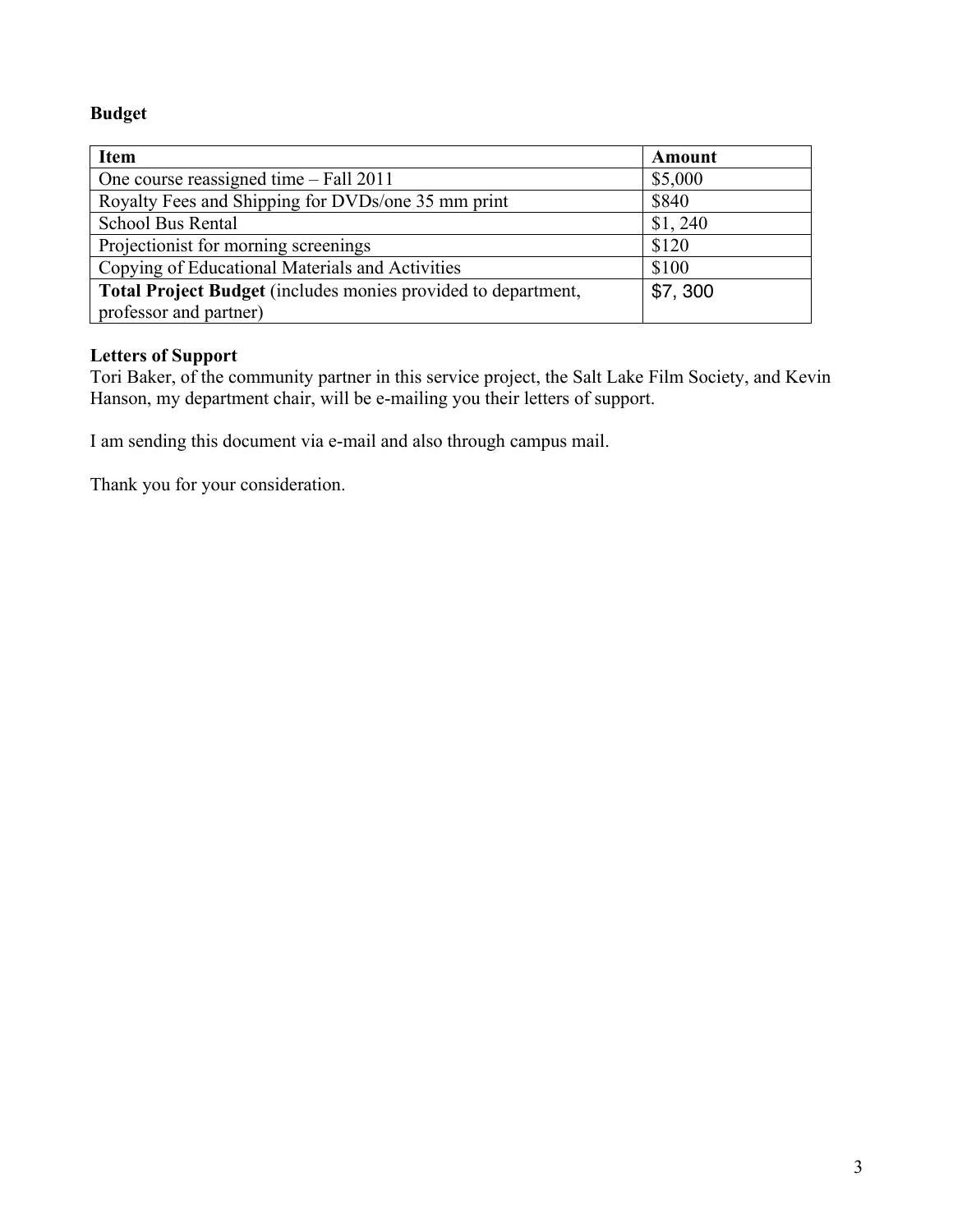**Budget**

| Item | Amount |
| --- | --- |
| One course reassigned time – Fall 2011 | $5,000 |
| Royalty Fees and Shipping for DVDs/one 35 mm print | $840 |
| School Bus Rental | $1, 240 |
| Projectionist for morning screenings | $120 |
| Copying of Educational Materials and Activities | $100 |
| **Total Project Budget** (includes monies provided to department, professor and partner) | $7, 300 |

**Letters of Support**

Tori Baker, of the community partner in this service project, the Salt Lake Film Society, and Kevin Hanson, my department chair, will be e-mailing you their letters of support.

I am sending this document via e-mail and also through campus mail.

Thank you for your consideration.